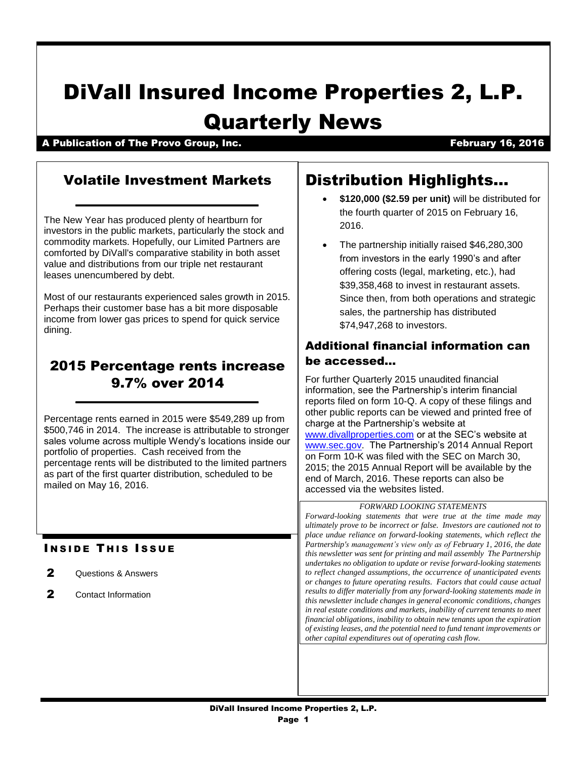# DiVall Insured Income Properties 2, L.P.
# Quarterly News

**A Publication of The Provo Group, Inc.** **February 16, 2016**

## Volatile Investment Markets

The New Year has produced plenty of heartburn for investors in the public markets, particularly the stock and commodity markets. Hopefully, our Limited Partners are comforted by DiVall's comparative stability in both asset value and distributions from our triple net restaurant leases unencumbered by debt.

Most of our restaurants experienced sales growth in 2015. Perhaps their customer base has a bit more disposable income from lower gas prices to spend for quick service dining.

## 2015 Percentage rents increase 9.7% over 2014

Percentage rents earned in 2015 were $549,289 up from $500,746 in 2014. The increase is attributable to stronger sales volume across multiple Wendy's locations inside our portfolio of properties. Cash received from the percentage rents will be distributed to the limited partners as part of the first quarter distribution, scheduled to be mailed on May 16, 2016.

### Inside This Issue

- 2 Questions & Answers
- 2 Contact Information

## Distribution Highlights…

- **$120,000 ($2.59 per unit)** will be distributed for the fourth quarter of 2015 on February 16, 2016.
- The partnership initially raised $46,280,300 from investors in the early 1990's and after offering costs (legal, marketing, etc.), had $39,358,468 to invest in restaurant assets. Since then, from both operations and strategic sales, the partnership has distributed $74,947,268 to investors.

### Additional financial information can be accessed…

For further Quarterly 2015 unaudited financial information, see the Partnership's interim financial reports filed on form 10-Q. A copy of these filings and other public reports can be viewed and printed free of charge at the Partnership's website at www.divallproperties.com or at the SEC's website at www.sec.gov. The Partnership's 2014 Annual Report on Form 10-K was filed with the SEC on March 30, 2015; the 2015 Annual Report will be available by the end of March, 2016. These reports can also be accessed via the websites listed.

*FORWARD LOOKING STATEMENTS*

*Forward-looking statements that were true at the time made may ultimately prove to be incorrect or false. Investors are cautioned not to place undue reliance on forward-looking statements, which reflect the Partnership's management's view only as of February 1, 2016, the date this newsletter was sent for printing and mail assembly The Partnership undertakes no obligation to update or revise forward-looking statements to reflect changed assumptions, the occurrence of unanticipated events or changes to future operating results. Factors that could cause actual results to differ materially from any forward-looking statements made in this newsletter include changes in general economic conditions, changes in real estate conditions and markets, inability of current tenants to meet financial obligations, inability to obtain new tenants upon the expiration of existing leases, and the potential need to fund tenant improvements or other capital expenditures out of operating cash flow.*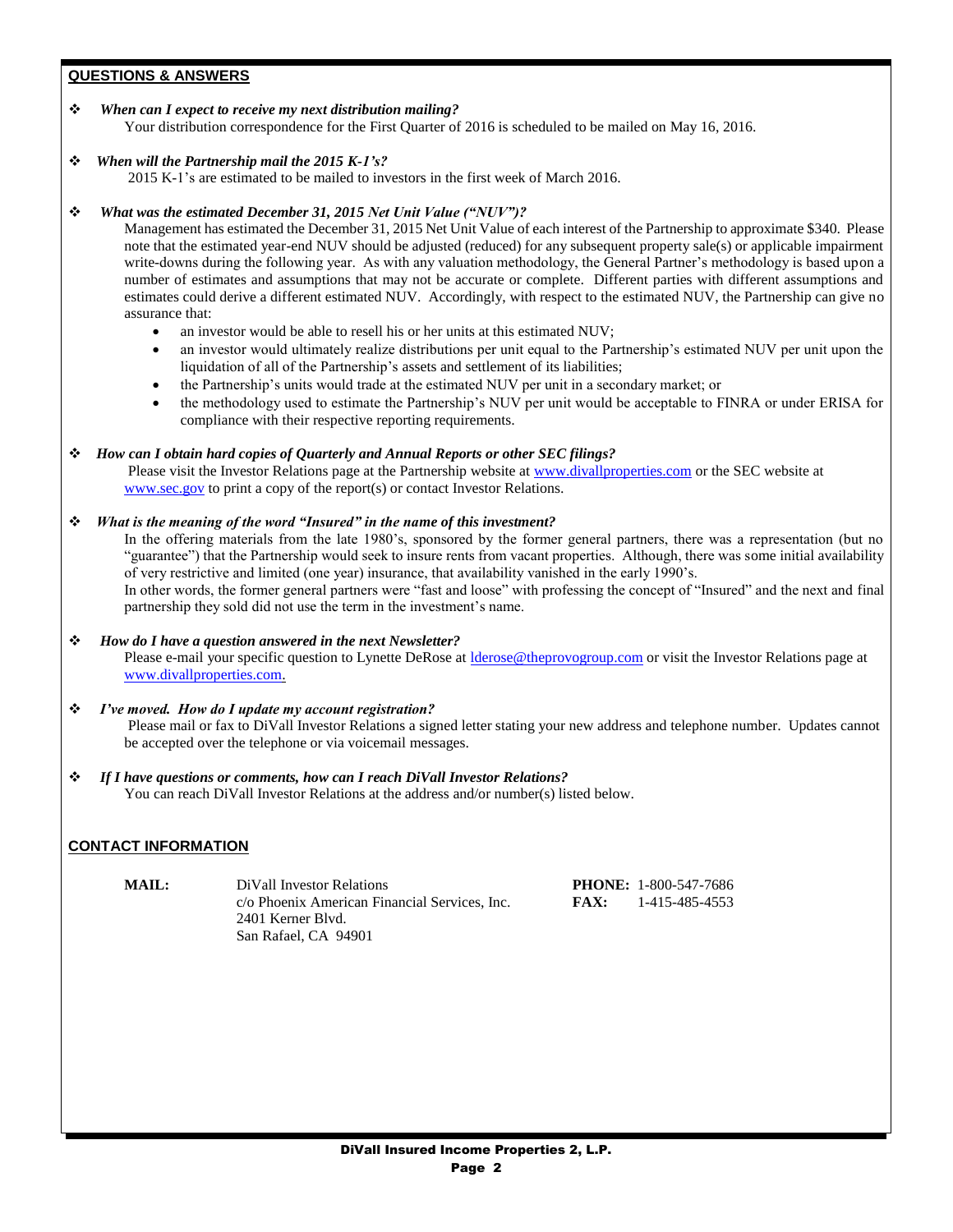## QUESTIONS & ANSWERS

❖ ***When can I expect to receive my next distribution mailing?***

Your distribution correspondence for the First Quarter of 2016 is scheduled to be mailed on May 16, 2016.

❖ ***When will the Partnership mail the 2015 K-1's?***

2015 K-1's are estimated to be mailed to investors in the first week of March 2016.

❖ ***What was the estimated December 31, 2015 Net Unit Value ("NUV")?***

Management has estimated the December 31, 2015 Net Unit Value of each interest of the Partnership to approximate $340. Please note that the estimated year-end NUV should be adjusted (reduced) for any subsequent property sale(s) or applicable impairment write-downs during the following year. As with any valuation methodology, the General Partner's methodology is based upon a number of estimates and assumptions that may not be accurate or complete. Different parties with different assumptions and estimates could derive a different estimated NUV. Accordingly, with respect to the estimated NUV, the Partnership can give no assurance that:

- an investor would be able to resell his or her units at this estimated NUV;
- an investor would ultimately realize distributions per unit equal to the Partnership's estimated NUV per unit upon the liquidation of all of the Partnership's assets and settlement of its liabilities;
- the Partnership's units would trade at the estimated NUV per unit in a secondary market; or
- the methodology used to estimate the Partnership's NUV per unit would be acceptable to FINRA or under ERISA for compliance with their respective reporting requirements.

❖ ***How can I obtain hard copies of Quarterly and Annual Reports or other SEC filings?***

Please visit the Investor Relations page at the Partnership website at www.divallproperties.com or the SEC website at www.sec.gov to print a copy of the report(s) or contact Investor Relations.

❖ ***What is the meaning of the word "Insured" in the name of this investment?***

In the offering materials from the late 1980's, sponsored by the former general partners, there was a representation (but no "guarantee") that the Partnership would seek to insure rents from vacant properties. Although, there was some initial availability of very restrictive and limited (one year) insurance, that availability vanished in the early 1990's.

In other words, the former general partners were "fast and loose" with professing the concept of "Insured" and the next and final partnership they sold did not use the term in the investment's name.

❖ ***How do I have a question answered in the next Newsletter?***

Please e-mail your specific question to Lynette DeRose at lderose@theprovogroup.com or visit the Investor Relations page at www.divallproperties.com.

❖ ***I've moved. How do I update my account registration?***

Please mail or fax to DiVall Investor Relations a signed letter stating your new address and telephone number. Updates cannot be accepted over the telephone or via voicemail messages.

❖ ***If I have questions or comments, how can I reach DiVall Investor Relations?***

You can reach DiVall Investor Relations at the address and/or number(s) listed below.

## CONTACT INFORMATION

**MAIL:**
DiVall Investor Relations
c/o Phoenix American Financial Services, Inc.
2401 Kerner Blvd.
San Rafael, CA 94901

**PHONE:** 1-800-547-7686
**FAX:** 1-415-485-4553